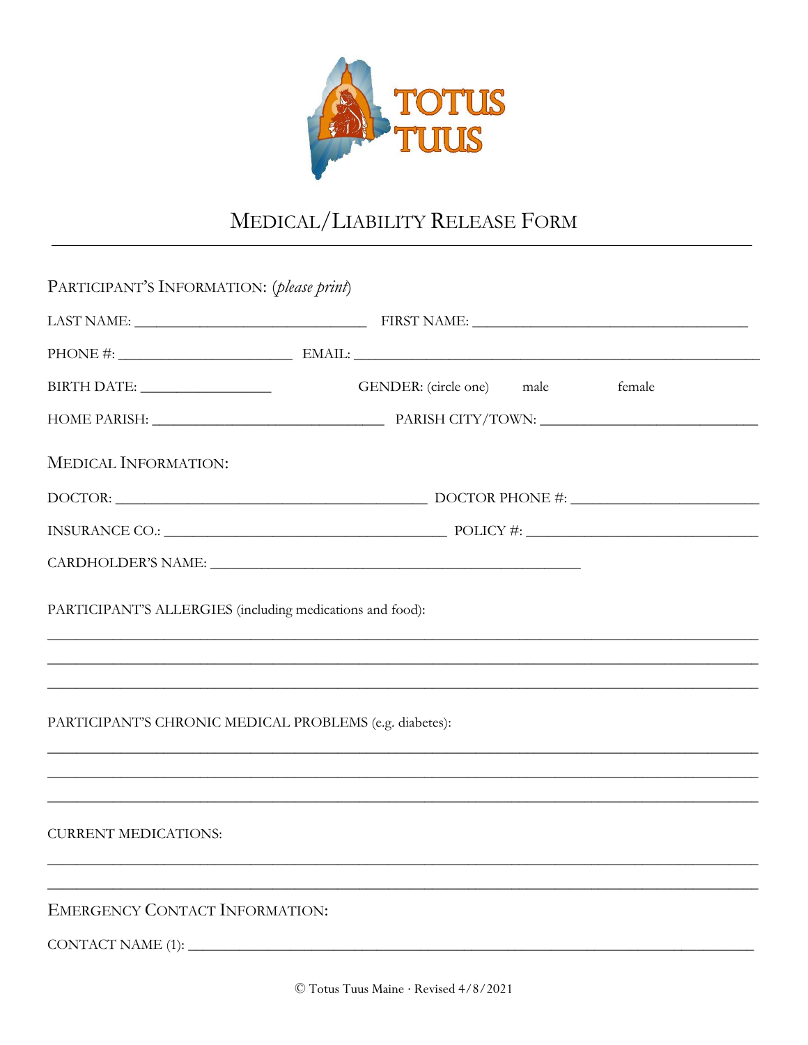TOTUS TUUS

# Medical/Liability Release Form

PARTICIPANT'S INFORMATION: (*please print*)

LAST NAME: ______________________________ FIRST NAME: ___________________________________

PHONE #: ______________________ EMAIL: ____________________________________________________

BIRTH DATE: ________________ GENDER: (circle one) male female

HOME PARISH: ______________________________ PARISH CITY/TOWN: ____________________________

MEDICAL INFORMATION:

DOCTOR: ________________________________________ DOCTOR PHONE #: ________________________

INSURANCE CO.: ____________________________________ POLICY #: ______________________________

CARDHOLDER'S NAME: ________________________________________________

PARTICIPANT'S ALLERGIES (including medications and food):

_____________________________________________________________________________________________

_____________________________________________________________________________________________

_____________________________________________________________________________________________

PARTICIPANT'S CHRONIC MEDICAL PROBLEMS (e.g. diabetes):

_____________________________________________________________________________________________

_____________________________________________________________________________________________

_____________________________________________________________________________________________

CURRENT MEDICATIONS:

_____________________________________________________________________________________________

_____________________________________________________________________________________________

EMERGENCY CONTACT INFORMATION:

CONTACT NAME (1): ___________________________________________________________________________

© Totus Tuus Maine · Revised 4/8/2021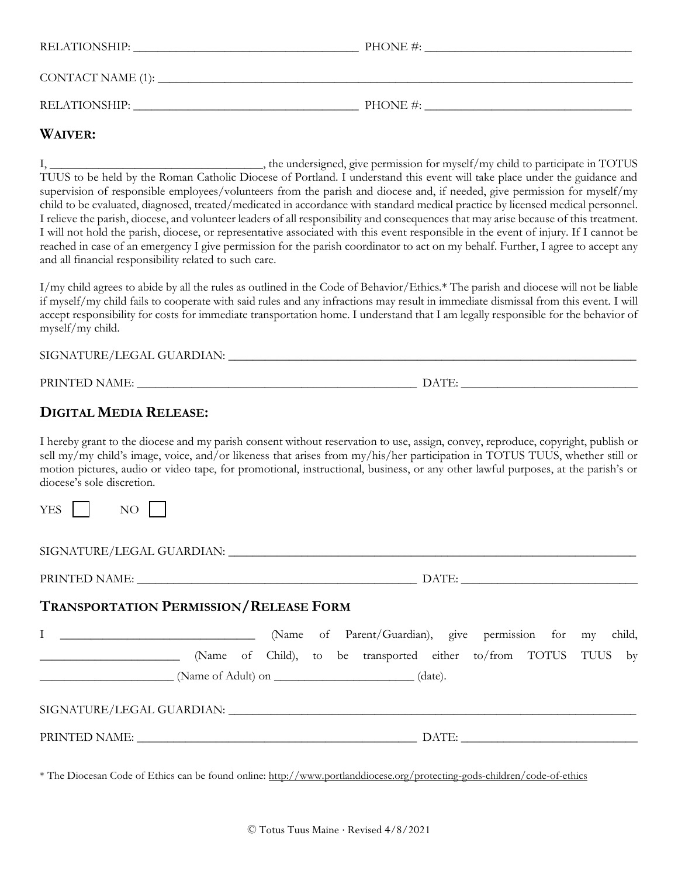RELATIONSHIP: ____________________________________ PHONE #: _________________________________

CONTACT NAME (1): ______________________________________________________________________________

RELATIONSHIP: ____________________________________ PHONE #: _________________________________

## WAIVER:

I, __________________________________, the undersigned, give permission for myself/my child to participate in TOTUS TUUS to be held by the Roman Catholic Diocese of Portland. I understand this event will take place under the guidance and supervision of responsible employees/volunteers from the parish and diocese and, if needed, give permission for myself/my child to be evaluated, diagnosed, treated/medicated in accordance with standard medical practice by licensed medical personnel. I relieve the parish, diocese, and volunteer leaders of all responsibility and consequences that may arise because of this treatment. I will not hold the parish, diocese, or representative associated with this event responsible in the event of injury. If I cannot be reached in case of an emergency I give permission for the parish coordinator to act on my behalf. Further, I agree to accept any and all financial responsibility related to such care.

I/my child agrees to abide by all the rules as outlined in the Code of Behavior/Ethics.* The parish and diocese will not be liable if myself/my child fails to cooperate with said rules and any infractions may result in immediate dismissal from this event. I will accept responsibility for costs for immediate transportation home. I understand that I am legally responsible for the behavior of myself/my child.

SIGNATURE/LEGAL GUARDIAN: ______________________________________________________________________

PRINTED NAME: _____________________________________________ DATE: ___________________________

## DIGITAL MEDIA RELEASE:

I hereby grant to the diocese and my parish consent without reservation to use, assign, convey, reproduce, copyright, publish or sell my/my child's image, voice, and/or likeness that arises from my/his/her participation in TOTUS TUUS, whether still or motion pictures, audio or video tape, for promotional, instructional, business, or any other lawful purposes, at the parish's or diocese's sole discretion.

YES ☐ NO ☐

SIGNATURE/LEGAL GUARDIAN: ______________________________________________________________________

PRINTED NAME: _____________________________________________ DATE: ___________________________

## TRANSPORTATION PERMISSION/RELEASE FORM

I ______________________________ (Name of Parent/Guardian), give permission for my child, _____________________ (Name of Child), to be transported either to/from TOTUS TUUS by _____________________ (Name of Adult) on _____________________ (date).

SIGNATURE/LEGAL GUARDIAN: ______________________________________________________________________

PRINTED NAME: _____________________________________________ DATE: ___________________________

* The Diocesan Code of Ethics can be found online: http://www.portlanddiocese.org/protecting-gods-children/code-of-ethics

© Totus Tuus Maine · Revised 4/8/2021